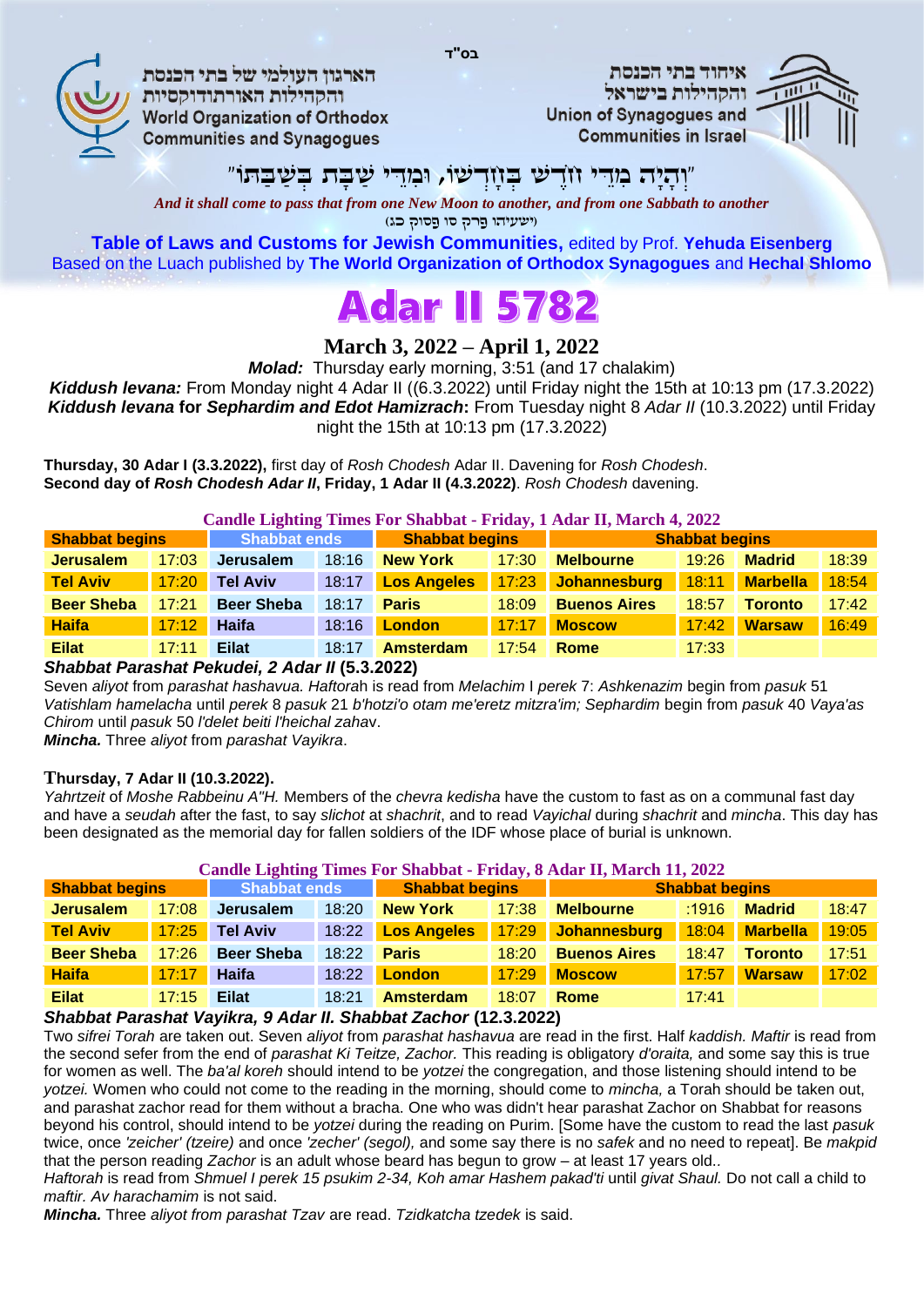בס"ד

הארגון העולמי של בתי הכנסת והקהילות האורתודוקסיות
World Organization of Orthodox Communities and Synagogues

איחוד בתי הכנסת והקהילות בישראל
Union of Synagogues and Communities in Israel

"וְהָיָה מִדֵּי חֹדֶשׁ בְּחָדְשׁוֹ, וּמִדֵּי שַׁבָּת בְּשַׁבַּתּוֹ"

*And it shall come to pass that from one New Moon to another, and from one Sabbath to another*

(ישעיהו פרק סו פסוק כג)

**Table of Laws and Customs for Jewish Communities,** edited by Prof. **Yehuda Eisenberg**
Based on the Luach published by **The World Organization of Orthodox Synagogues** and **Hechal Shlomo**

# Adar II 5782

## March 3, 2022 – April 1, 2022

***Molad:*** Thursday early morning, 3:51 (and 17 chalakim)
***Kiddush levana:*** From Monday night 4 Adar II ((6.3.2022) until Friday night the 15th at 10:13 pm (17.3.2022)
***Kiddush levana* for *Sephardim and Edot Hamizrach*:** From Tuesday night 8 *Adar II* (10.3.2022) until Friday night the 15th at 10:13 pm (17.3.2022)

**Thursday, 30 Adar I (3.3.2022),** first day of *Rosh Chodesh* Adar II. Davening for *Rosh Chodesh*.
**Second day of *Rosh Chodesh Adar II*, Friday, 1 Adar II (4.3.2022)**. *Rosh Chodesh* davening.

**Candle Lighting Times For Shabbat - Friday, 1 Adar II, March 4, 2022**

| Shabbat begins | | Shabbat ends | | Shabbat begins | | Shabbat begins | | | |
|---|---|---|---|---|---|---|---|---|---|
| Jerusalem | 17:03 | Jerusalem | 18:16 | New York | 17:30 | Melbourne | 19:26 | Madrid | 18:39 |
| Tel Aviv | 17:20 | Tel Aviv | 18:17 | Los Angeles | 17:23 | Johannesburg | 18:11 | Marbella | 18:54 |
| Beer Sheba | 17:21 | Beer Sheba | 18:17 | Paris | 18:09 | Buenos Aires | 18:57 | Toronto | 17:42 |
| Haifa | 17:12 | Haifa | 18:16 | London | 17:17 | Moscow | 17:42 | Warsaw | 16:49 |
| Eilat | 17:11 | Eilat | 18:17 | Amsterdam | 17:54 | Rome | 17:33 | | |

***Shabbat Parashat Pekudei, 2 Adar II* (5.3.2022)**

Seven *aliyot* from *parashat hashavua. Haftora*h is read from *Melachim* I *perek* 7: *Ashkenazim* begin from *pasuk* 51 *Vatishlam hamelacha* until *perek* 8 *pasuk* 21 *b'hotzi'o otam me'eretz mitzra'im; Sephardim* begin from *pasuk* 40 *Vaya'as Chirom* until *pasuk* 50 *l'delet beiti l'heichal zaha*v.

***Mincha.*** Three *aliyot* from *parashat Vayikra*.

**Thursday, 7 Adar II (10.3.2022).**

*Yahrtzeit* of *Moshe Rabbeinu A"H.* Members of the *chevra kedisha* have the custom to fast as on a communal fast day and have a *seudah* after the fast, to say *slichot* at *shachrit*, and to read *Vayichal* during *shachrit* and *mincha*. This day has been designated as the memorial day for fallen soldiers of the IDF whose place of burial is unknown.

**Candle Lighting Times For Shabbat - Friday, 8 Adar II, March 11, 2022**

| Shabbat begins | | Shabbat ends | | Shabbat begins | | Shabbat begins | | | |
|---|---|---|---|---|---|---|---|---|---|
| Jerusalem | 17:08 | Jerusalem | 18:20 | New York | 17:38 | Melbourne | :1916 | Madrid | 18:47 |
| Tel Aviv | 17:25 | Tel Aviv | 18:22 | Los Angeles | 17:29 | Johannesburg | 18:04 | Marbella | 19:05 |
| Beer Sheba | 17:26 | Beer Sheba | 18:22 | Paris | 18:20 | Buenos Aires | 18:47 | Toronto | 17:51 |
| Haifa | 17:17 | Haifa | 18:22 | London | 17:29 | Moscow | 17:57 | Warsaw | 17:02 |
| Eilat | 17:15 | Eilat | 18:21 | Amsterdam | 18:07 | Rome | 17:41 | | |

***Shabbat Parashat Vayikra, 9 Adar II. Shabbat Zachor* (12.3.2022)**

Two *sifrei Torah* are taken out. Seven *aliyot* from *parashat hashavua* are read in the first. Half *kaddish. Maftir* is read from the second sefer from the end of *parashat Ki Teitze, Zachor.* This reading is obligatory *d'oraita,* and some say this is true for women as well. The *ba'al koreh* should intend to be *yotzei* the congregation, and those listening should intend to be *yotzei.* Women who could not come to the reading in the morning, should come to *mincha,* a Torah should be taken out, and parashat zachor read for them without a bracha. One who was didn't hear parashat Zachor on Shabbat for reasons beyond his control, should intend to be *yotzei* during the reading on Purim. [Some have the custom to read the last *pasuk* twice, once *'zeicher' (tzeire)* and once *'zecher' (segol),* and some say there is no *safek* and no need to repeat]. Be *makpid* that the person reading *Zachor* is an adult whose beard has begun to grow – at least 17 years old..

*Haftorah* is read from *Shmuel I perek 15 psukim 2-34, Koh amar Hashem pakad'ti* until *givat Shaul.* Do not call a child to *maftir. Av harachamim* is not said.

***Mincha.*** Three *aliyot from parashat Tzav* are read. *Tzidkatcha tzedek* is said.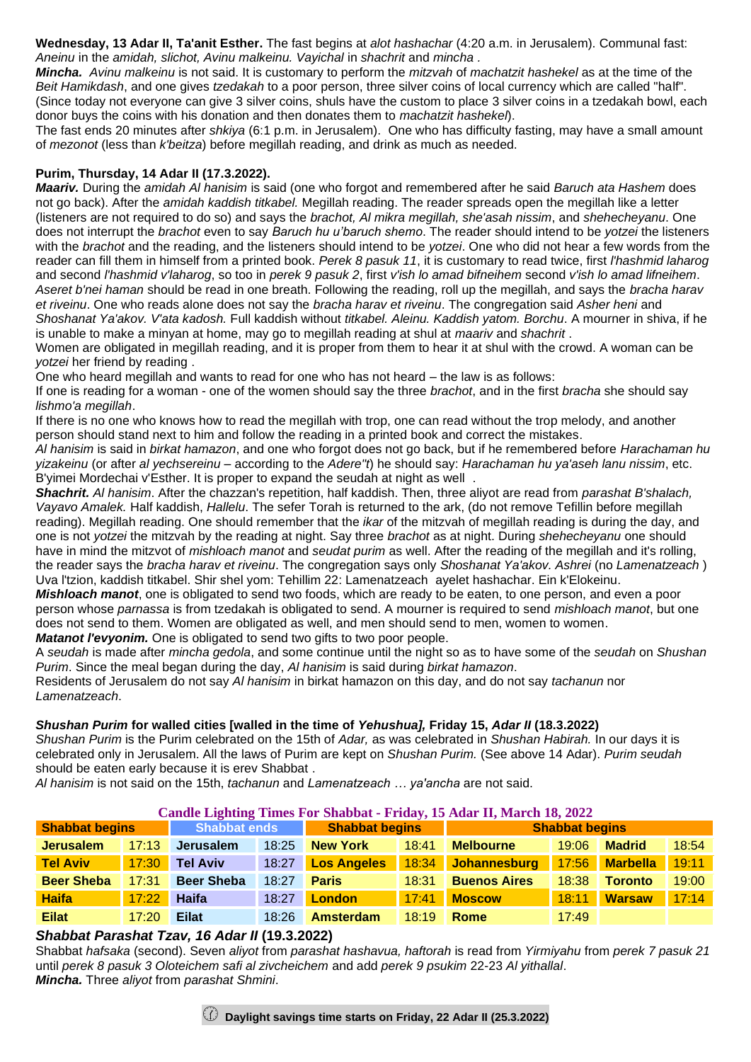**Wednesday, 13 Adar II, Ta'anit Esther.** The fast begins at *alot hashachar* (4:20 a.m. in Jerusalem). Communal fast: *Aneinu* in the *amidah, slichot, Avinu malkeinu. Vayichal* in *shachrit* and *mincha* .

***Mincha.*** *Avinu malkeinu* is not said. It is customary to perform the *mitzvah* of *machatzit hashekel* as at the time of the *Beit Hamikdash*, and one gives *tzedakah* to a poor person, three silver coins of local currency which are called "half". (Since today not everyone can give 3 silver coins, shuls have the custom to place 3 silver coins in a tzedakah bowl, each donor buys the coins with his donation and then donates them to *machatzit hashekel*).

The fast ends 20 minutes after *shkiya* (6:1 p.m. in Jerusalem). One who has difficulty fasting, may have a small amount of *mezonot* (less than *k'beitza*) before megillah reading, and drink as much as needed.

**Purim, Thursday, 14 Adar II (17.3.2022).**

***Maariv.*** During the *amidah Al hanisim* is said (one who forgot and remembered after he said *Baruch ata Hashem* does not go back). After the *amidah kaddish titkabel.* Megillah reading. The reader spreads open the megillah like a letter (listeners are not required to do so) and says the *brachot, Al mikra megillah, she'asah nissim*, and *shehecheyanu*. One does not interrupt the *brachot* even to say *Baruch hu u'baruch shemo*. The reader should intend to be *yotzei* the listeners with the *brachot* and the reading, and the listeners should intend to be *yotzei*. One who did not hear a few words from the reader can fill them in himself from a printed book. *Perek 8 pasuk 11*, it is customary to read twice, first *l'hashmid laharog* and second *l'hashmid v'laharog*, so too in *perek 9 pasuk 2*, first *v'ish lo amad bifneihem* second *v'ish lo amad lifneihem*. *Aseret b'nei haman* should be read in one breath. Following the reading, roll up the megillah, and says the *bracha harav et riveinu*. One who reads alone does not say the *bracha harav et riveinu*. The congregation said *Asher heni* and *Shoshanat Ya'akov. V'ata kadosh.* Full kaddish without *titkabel. Aleinu. Kaddish yatom. Borchu*. A mourner in shiva, if he is unable to make a minyan at home, may go to megillah reading at shul at *maariv* and *shachrit* .

Women are obligated in megillah reading, and it is proper from them to hear it at shul with the crowd. A woman can be *yotzei* her friend by reading .

One who heard megillah and wants to read for one who has not heard – the law is as follows:

If one is reading for a woman - one of the women should say the three *brachot*, and in the first *bracha* she should say *lishmo'a megillah*.

If there is no one who knows how to read the megillah with trop, one can read without the trop melody, and another person should stand next to him and follow the reading in a printed book and correct the mistakes.

*Al hanisim* is said in *birkat hamazon*, and one who forgot does not go back, but if he remembered before *Harachaman hu yizakeinu* (or after *al yechsereinu* – according to the *Adere"t*) he should say: *Harachaman hu ya'aseh lanu nissim*, etc. B'yimei Mordechai v'Esther. It is proper to expand the seudah at night as well .

***Shachrit.*** *Al hanisim*. After the chazzan's repetition, half kaddish. Then, three aliyot are read from *parashat B'shalach, Vayavo Amalek.* Half kaddish, *Hallelu*. The sefer Torah is returned to the ark, (do not remove Tefillin before megillah reading). Megillah reading. One should remember that the *ikar* of the mitzvah of megillah reading is during the day, and one is not *yotzei* the mitzvah by the reading at night. Say three *brachot* as at night. During *shehecheyanu* one should have in mind the mitzvot of *mishloach manot* and *seudat purim* as well. After the reading of the megillah and it's rolling, the reader says the *bracha harav et riveinu*. The congregation says only *Shoshanat Ya'akov. Ashrei* (no *Lamenatzeach* ) Uva l'tzion, kaddish titkabel. Shir shel yom: Tehillim 22: Lamenatzeach ayelet hashachar. Ein k'Elokeinu.

***Mishloach manot***, one is obligated to send two foods, which are ready to be eaten, to one person, and even a poor person whose *parnassa* is from tzedakah is obligated to send. A mourner is required to send *mishloach manot*, but one does not send to them. Women are obligated as well, and men should send to men, women to women.

***Matanot l'evyonim.*** One is obligated to send two gifts to two poor people.

A *seudah* is made after *mincha gedola*, and some continue until the night so as to have some of the *seudah* on *Shushan Purim*. Since the meal began during the day, *Al hanisim* is said during *birkat hamazon*.

Residents of Jerusalem do not say *Al hanisim* in birkat hamazon on this day, and do not say *tachanun* nor *Lamenatzeach*.

***Shushan Purim* for walled cities [walled in the time of *Yehushua],* Friday 15, *Adar II* (18.3.2022)**

*Shushan Purim* is the Purim celebrated on the 15th of *Adar,* as was celebrated in *Shushan Habirah.* In our days it is celebrated only in Jerusalem. All the laws of Purim are kept on *Shushan Purim.* (See above 14 Adar). *Purim seudah* should be eaten early because it is erev Shabbat .

*Al hanisim* is not said on the 15th, *tachanun* and *Lamenatzeach … ya'ancha* are not said.

**Candle Lighting Times For Shabbat - Friday, 15 Adar II, March 18, 2022**

| Shabbat begins | | Shabbat ends | | Shabbat begins | | Shabbat begins | | | |
|---|---|---|---|---|---|---|---|---|---|
| **Jerusalem** | 17:13 | **Jerusalem** | 18:25 | **New York** | 18:41 | **Melbourne** | 19:06 | **Madrid** | 18:54 |
| **Tel Aviv** | 17:30 | **Tel Aviv** | 18:27 | **Los Angeles** | 18:34 | **Johannesburg** | 17:56 | **Marbella** | 19:11 |
| **Beer Sheba** | 17:31 | **Beer Sheba** | 18:27 | **Paris** | 18:31 | **Buenos Aires** | 18:38 | **Toronto** | 19:00 |
| **Haifa** | 17:22 | **Haifa** | 18:27 | **London** | 17:41 | **Moscow** | 18:11 | **Warsaw** | 17:14 |
| **Eilat** | 17:20 | **Eilat** | 18:26 | **Amsterdam** | 18:19 | **Rome** | 17:49 | | |

***Shabbat Parashat Tzav, 16 Adar II* (19.3.2022)**

Shabbat *hafsaka* (second). Seven *aliyot* from *parashat hashavua, haftorah* is read from *Yirmiyahu* from *perek 7 pasuk 21* until *perek 8 pasuk 3 Oloteichem safi al zivcheichem* and add *perek 9 psukim* 22-23 *Al yithallal*.

***Mincha.*** Three *aliyot* from *parashat Shmini*.

**Daylight savings time starts on Friday, 22 Adar II (25.3.2022)**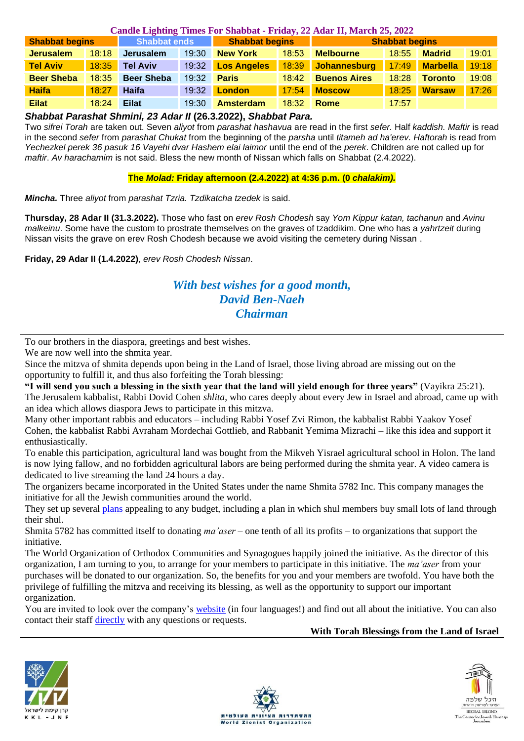**Candle Lighting Times For Shabbat - Friday, 22 Adar II, March 25, 2022**

| Shabbat begins | | Shabbat ends | | Shabbat begins | | Shabbat begins | | | |
|---|---|---|---|---|---|---|---|---|---|
| Jerusalem | 18:18 | Jerusalem | 19:30 | New York | 18:53 | Melbourne | 18:55 | Madrid | 19:01 |
| Tel Aviv | 18:35 | Tel Aviv | 19:32 | Los Angeles | 18:39 | Johannesburg | 17:49 | Marbella | 19:18 |
| Beer Sheba | 18:35 | Beer Sheba | 19:32 | Paris | 18:42 | Buenos Aires | 18:28 | Toronto | 19:08 |
| Haifa | 18:27 | Haifa | 19:32 | London | 17:54 | Moscow | 18:25 | Warsaw | 17:26 |
| Eilat | 18:24 | Eilat | 19:30 | Amsterdam | 18:32 | Rome | 17:57 | | |

***Shabbat Parashat Shmini, 23 Adar II* (26.3.2022), *Shabbat Para.***

Two *sifrei Torah* are taken out. Seven *aliyot* from *parashat hashavua* are read in the first *sefer.* Half *kaddish. Maftir* is read in the second *sefer* from *parashat Chukat* from the beginning of the *parsha* until *titameh ad ha'erev. Haftorah* is read from *Yechezkel perek 36 pasuk 16 Vayehi dvar Hashem elai laimor* until the end of the *perek*. Children are not called up for *maftir*. *Av harachamim* is not said. Bless the new month of Nissan which falls on Shabbat (2.4.2022).

**The *Molad:* Friday afternoon (2.4.2022) at 4:36 p.m. (0 *chalakim).***

***Mincha.*** Three *aliyot* from *parashat Tzria. Tzdikatcha tzedek* is said.

**Thursday, 28 Adar II (31.3.2022).** Those who fast on *erev Rosh Chodesh* say *Yom Kippur katan, tachanun* and *Avinu malkeinu*. Some have the custom to prostrate themselves on the graves of tzaddikim. One who has a *yahrtzeit* during Nissan visits the grave on erev Rosh Chodesh because we avoid visiting the cemetery during Nissan .

**Friday, 29 Adar II (1.4.2022)**, *erev Rosh Chodesh Nissan*.

***With best wishes for a good month,***
***David Ben-Naeh***
***Chairman***

To our brothers in the diaspora, greetings and best wishes.

We are now well into the shmita year.

Since the mitzva of shmita depends upon being in the Land of Israel, those living abroad are missing out on the opportunity to fulfill it, and thus also forfeiting the Torah blessing:

**"I will send you such a blessing in the sixth year that the land will yield enough for three years"** (Vayikra 25:21).

The Jerusalem kabbalist, Rabbi Dovid Cohen *shlita*, who cares deeply about every Jew in Israel and abroad, came up with an idea which allows diaspora Jews to participate in this mitzva.

Many other important rabbis and educators – including Rabbi Yosef Zvi Rimon, the kabbalist Rabbi Yaakov Yosef Cohen, the kabbalist Rabbi Avraham Mordechai Gottlieb, and Rabbanit Yemima Mizrachi – like this idea and support it enthusiastically.

To enable this participation, agricultural land was bought from the Mikveh Yisrael agricultural school in Holon. The land is now lying fallow, and no forbidden agricultural labors are being performed during the shmita year. A video camera is dedicated to live streaming the land 24 hours a day.

The organizers became incorporated in the United States under the name Shmita 5782 Inc. This company manages the initiative for all the Jewish communities around the world.

They set up several plans appealing to any budget, including a plan in which shul members buy small lots of land through their shul.

Shmita 5782 has committed itself to donating *ma'aser* – one tenth of all its profits – to organizations that support the initiative.

The World Organization of Orthodox Communities and Synagogues happily joined the initiative. As the director of this organization, I am turning to you, to arrange for your members to participate in this initiative. The *ma'aser* from your purchases will be donated to our organization. So, the benefits for you and your members are twofold. You have both the privilege of fulfilling the mitzva and receiving its blessing, as well as the opportunity to support our important organization.

You are invited to look over the company's website (in four languages!) and find out all about the initiative. You can also contact their staff directly with any questions or requests.

**With Torah Blessings from the Land of Israel**

קרן קימת לישראל
KKL - JNF

ההסתדרות הציונית העולמית
World Zionist Organization

היכל שלמה
המרכז למורשת יהדות
HECHAL SHLOMO
The Center for Jewish Heritage
Jerusalem